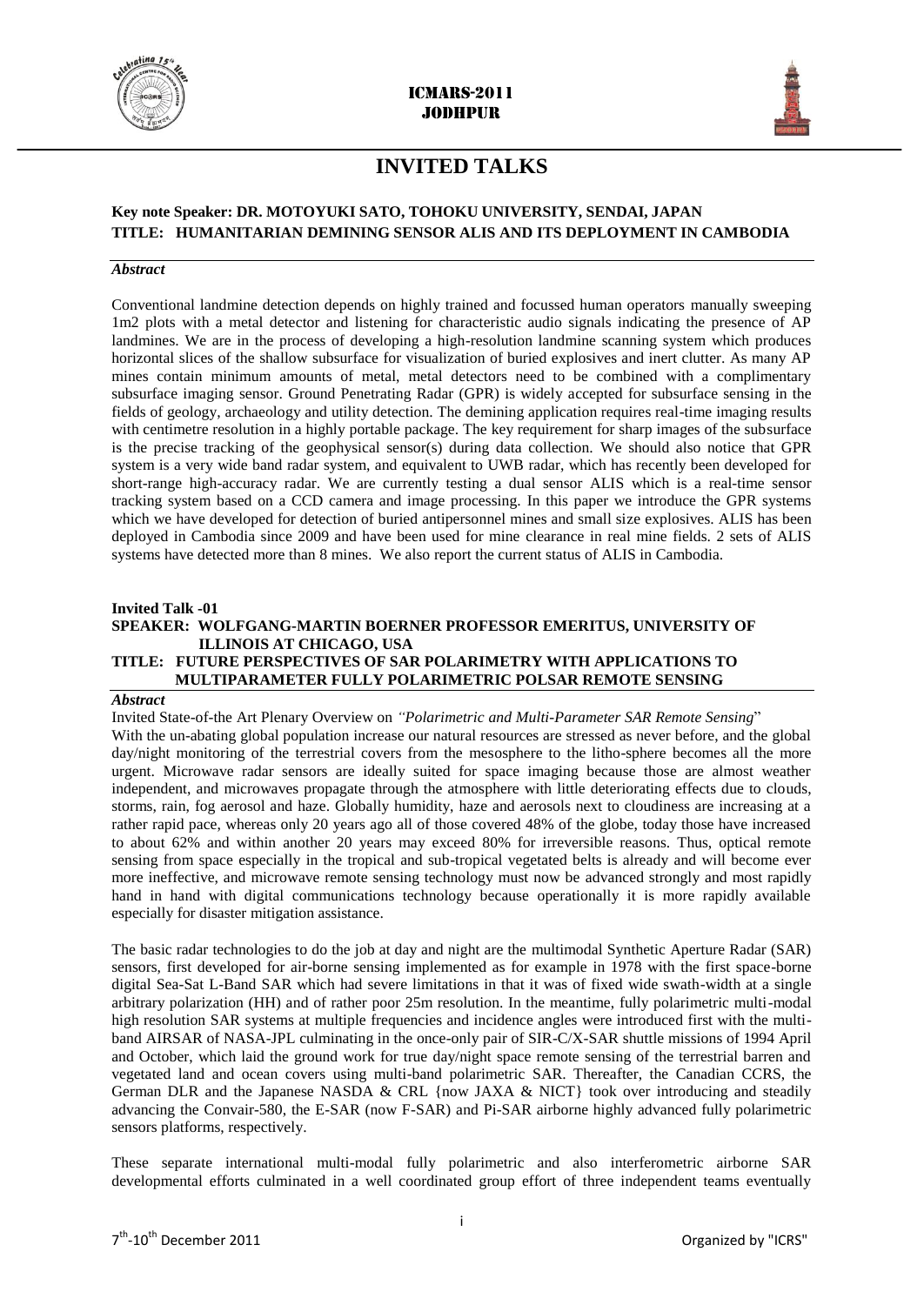# INVITED TALKS

**Key note Speaker: DR. MOTOYUKI SATO, TOHOKU UNIVERSITY, SENDAI, JAPAN**
**TITLE: HUMANITARIAN DEMINING SENSOR ALIS AND ITS DEPLOYMENT IN CAMBODIA**

***Abstract***

Conventional landmine detection depends on highly trained and focussed human operators manually sweeping 1m2 plots with a metal detector and listening for characteristic audio signals indicating the presence of AP landmines. We are in the process of developing a high-resolution landmine scanning system which produces horizontal slices of the shallow subsurface for visualization of buried explosives and inert clutter. As many AP mines contain minimum amounts of metal, metal detectors need to be combined with a complimentary subsurface imaging sensor. Ground Penetrating Radar (GPR) is widely accepted for subsurface sensing in the fields of geology, archaeology and utility detection. The demining application requires real-time imaging results with centimetre resolution in a highly portable package. The key requirement for sharp images of the subsurface is the precise tracking of the geophysical sensor(s) during data collection. We should also notice that GPR system is a very wide band radar system, and equivalent to UWB radar, which has recently been developed for short-range high-accuracy radar. We are currently testing a dual sensor ALIS which is a real-time sensor tracking system based on a CCD camera and image processing. In this paper we introduce the GPR systems which we have developed for detection of buried antipersonnel mines and small size explosives. ALIS has been deployed in Cambodia since 2009 and have been used for mine clearance in real mine fields. 2 sets of ALIS systems have detected more than 8 mines. We also report the current status of ALIS in Cambodia.

**Invited Talk -01**
**SPEAKER: WOLFGANG-MARTIN BOERNER PROFESSOR EMERITUS, UNIVERSITY OF ILLINOIS AT CHICAGO, USA**
**TITLE: FUTURE PERSPECTIVES OF SAR POLARIMETRY WITH APPLICATIONS TO MULTIPARAMETER FULLY POLARIMETRIC POLSAR REMOTE SENSING**

***Abstract***

Invited State-of-the Art Plenary Overview on *"Polarimetric and Multi-Parameter SAR Remote Sensing*"

With the un-abating global population increase our natural resources are stressed as never before, and the global day/night monitoring of the terrestrial covers from the mesosphere to the litho-sphere becomes all the more urgent. Microwave radar sensors are ideally suited for space imaging because those are almost weather independent, and microwaves propagate through the atmosphere with little deteriorating effects due to clouds, storms, rain, fog aerosol and haze. Globally humidity, haze and aerosols next to cloudiness are increasing at a rather rapid pace, whereas only 20 years ago all of those covered 48% of the globe, today those have increased to about 62% and within another 20 years may exceed 80% for irreversible reasons. Thus, optical remote sensing from space especially in the tropical and sub-tropical vegetated belts is already and will become ever more ineffective, and microwave remote sensing technology must now be advanced strongly and most rapidly hand in hand with digital communications technology because operationally it is more rapidly available especially for disaster mitigation assistance.

The basic radar technologies to do the job at day and night are the multimodal Synthetic Aperture Radar (SAR) sensors, first developed for air-borne sensing implemented as for example in 1978 with the first space-borne digital Sea-Sat L-Band SAR which had severe limitations in that it was of fixed wide swath-width at a single arbitrary polarization (HH) and of rather poor 25m resolution. In the meantime, fully polarimetric multi-modal high resolution SAR systems at multiple frequencies and incidence angles were introduced first with the multi-band AIRSAR of NASA-JPL culminating in the once-only pair of SIR-C/X-SAR shuttle missions of 1994 April and October, which laid the ground work for true day/night space remote sensing of the terrestrial barren and vegetated land and ocean covers using multi-band polarimetric SAR. Thereafter, the Canadian CCRS, the German DLR and the Japanese NASDA & CRL {now JAXA & NICT} took over introducing and steadily advancing the Convair-580, the E-SAR (now F-SAR) and Pi-SAR airborne highly advanced fully polarimetric sensors platforms, respectively.

These separate international multi-modal fully polarimetric and also interferometric airborne SAR developmental efforts culminated in a well coordinated group effort of three independent teams eventually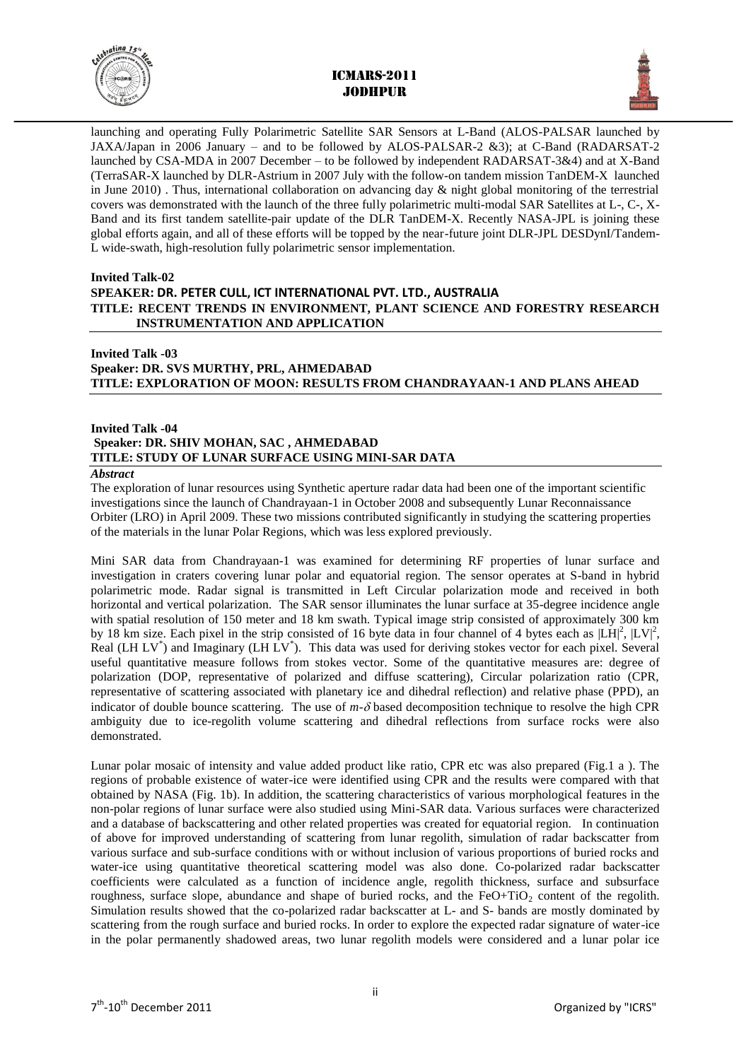launching and operating Fully Polarimetric Satellite SAR Sensors at L-Band (ALOS-PALSAR launched by JAXA/Japan in 2006 January – and to be followed by ALOS-PALSAR-2 &3); at C-Band (RADARSAT-2 launched by CSA-MDA in 2007 December – to be followed by independent RADARSAT-3&4) and at X-Band (TerraSAR-X launched by DLR-Astrium in 2007 July with the follow-on tandem mission TanDEM-X launched in June 2010) . Thus, international collaboration on advancing day & night global monitoring of the terrestrial covers was demonstrated with the launch of the three fully polarimetric multi-modal SAR Satellites at L-, C-, X-Band and its first tandem satellite-pair update of the DLR TanDEM-X. Recently NASA-JPL is joining these global efforts again, and all of these efforts will be topped by the near-future joint DLR-JPL DESDynI/Tandem-L wide-swath, high-resolution fully polarimetric sensor implementation.

**Invited Talk-02**
**SPEAKER: DR. PETER CULL, ICT INTERNATIONAL PVT. LTD., AUSTRALIA**
**TITLE: RECENT TRENDS IN ENVIRONMENT, PLANT SCIENCE AND FORESTRY RESEARCH INSTRUMENTATION AND APPLICATION**

**Invited Talk -03**
**Speaker: DR. SVS MURTHY, PRL, AHMEDABAD**
**TITLE: EXPLORATION OF MOON: RESULTS FROM CHANDRAYAAN-1 AND PLANS AHEAD**

**Invited Talk -04**
**Speaker: DR. SHIV MOHAN, SAC , AHMEDABAD**
**TITLE: STUDY OF LUNAR SURFACE USING MINI-SAR DATA**

***Abstract***

The exploration of lunar resources using Synthetic aperture radar data had been one of the important scientific investigations since the launch of Chandrayaan-1 in October 2008 and subsequently Lunar Reconnaissance Orbiter (LRO) in April 2009. These two missions contributed significantly in studying the scattering properties of the materials in the lunar Polar Regions, which was less explored previously.

Mini SAR data from Chandrayaan-1 was examined for determining RF properties of lunar surface and investigation in craters covering lunar polar and equatorial region. The sensor operates at S-band in hybrid polarimetric mode. Radar signal is transmitted in Left Circular polarization mode and received in both horizontal and vertical polarization. The SAR sensor illuminates the lunar surface at 35-degree incidence angle with spatial resolution of 150 meter and 18 km swath. Typical image strip consisted of approximately 300 km by 18 km size. Each pixel in the strip consisted of 16 byte data in four channel of 4 bytes each as $|LH|^2$, $|LV|^2$, Real ($LH\, LV^*$) and Imaginary ($LH\, LV^*$). This data was used for deriving stokes vector for each pixel. Several useful quantitative measure follows from stokes vector. Some of the quantitative measures are: degree of polarization (DOP, representative of polarized and diffuse scattering), Circular polarization ratio (CPR, representative of scattering associated with planetary ice and dihedral reflection) and relative phase (PPD), an indicator of double bounce scattering. The use of $m$-$\delta$ based decomposition technique to resolve the high CPR ambiguity due to ice-regolith volume scattering and dihedral reflections from surface rocks were also demonstrated.

Lunar polar mosaic of intensity and value added product like ratio, CPR etc was also prepared (Fig.1 a ). The regions of probable existence of water-ice were identified using CPR and the results were compared with that obtained by NASA (Fig. 1b). In addition, the scattering characteristics of various morphological features in the non-polar regions of lunar surface were also studied using Mini-SAR data. Various surfaces were characterized and a database of backscattering and other related properties was created for equatorial region. In continuation of above for improved understanding of scattering from lunar regolith, simulation of radar backscatter from various surface and sub-surface conditions with or without inclusion of various proportions of buried rocks and water-ice using quantitative theoretical scattering model was also done. Co-polarized radar backscatter coefficients were calculated as a function of incidence angle, regolith thickness, surface and subsurface roughness, surface slope, abundance and shape of buried rocks, and the $FeO+TiO_2$ content of the regolith. Simulation results showed that the co-polarized radar backscatter at L- and S- bands are mostly dominated by scattering from the rough surface and buried rocks. In order to explore the expected radar signature of water-ice in the polar permanently shadowed areas, two lunar regolith models were considered and a lunar polar ice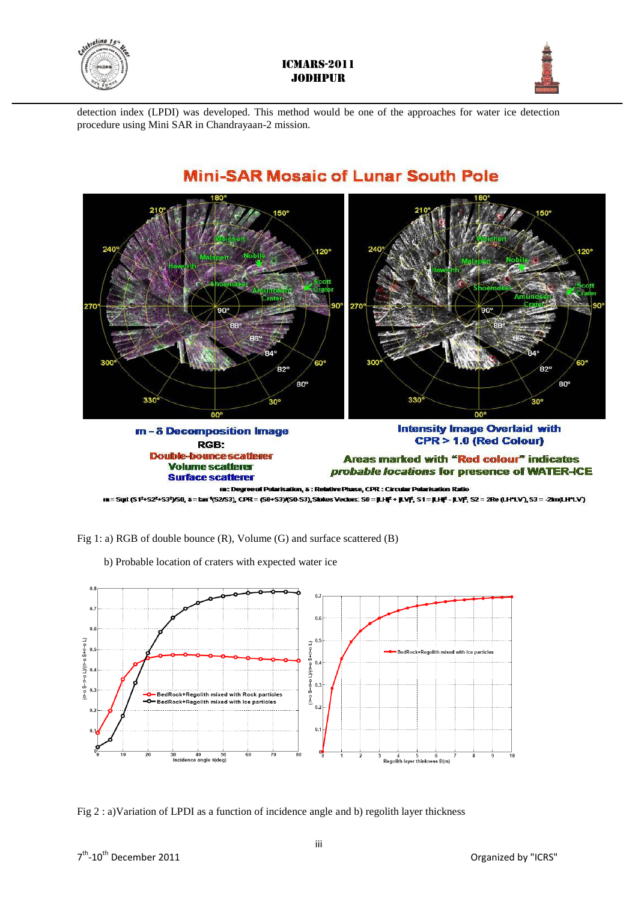detection index (LPDI) was developed. This method would be one of the approaches for water ice detection procedure using Mini SAR in Chandrayaan-2 mission.

Fig 1: a) RGB of double bounce (R), Volume (G) and surface scattered (B)

b) Probable location of craters with expected water ice

Fig 2 : a)Variation of LPDI as a function of incidence angle and b) regolith layer thickness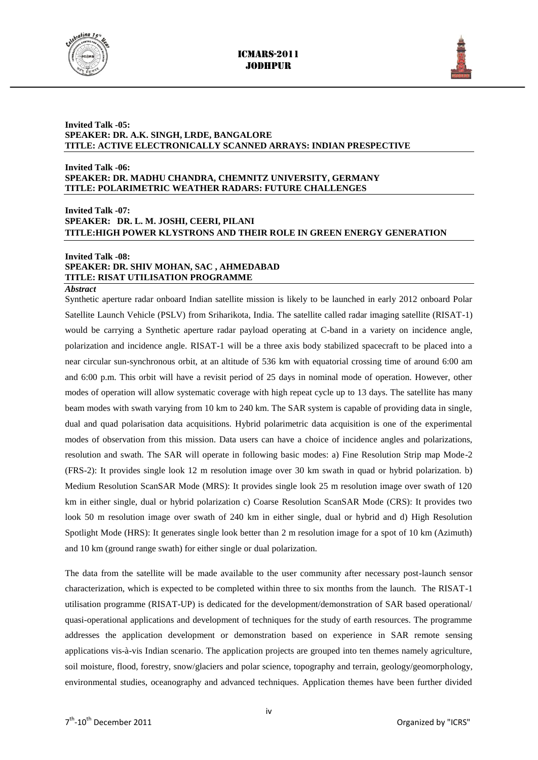**Invited Talk -05:**
**SPEAKER: DR. A.K. SINGH, LRDE, BANGALORE**
**TITLE: ACTIVE ELECTRONICALLY SCANNED ARRAYS: INDIAN PRESPECTIVE**

**Invited Talk -06:**
**SPEAKER: DR. MADHU CHANDRA, CHEMNITZ UNIVERSITY, GERMANY**
**TITLE: POLARIMETRIC WEATHER RADARS: FUTURE CHALLENGES**

**Invited Talk -07:**
**SPEAKER: DR. L. M. JOSHI, CEERI, PILANI**
**TITLE:HIGH POWER KLYSTRONS AND THEIR ROLE IN GREEN ENERGY GENERATION**

**Invited Talk -08:**
**SPEAKER: DR. SHIV MOHAN, SAC , AHMEDABAD**
**TITLE: RISAT UTILISATION PROGRAMME**

***Abstract***

Synthetic aperture radar onboard Indian satellite mission is likely to be launched in early 2012 onboard Polar Satellite Launch Vehicle (PSLV) from Sriharikota, India. The satellite called radar imaging satellite (RISAT-1) would be carrying a Synthetic aperture radar payload operating at C-band in a variety on incidence angle, polarization and incidence angle. RISAT-1 will be a three axis body stabilized spacecraft to be placed into a near circular sun-synchronous orbit, at an altitude of 536 km with equatorial crossing time of around 6:00 am and 6:00 p.m. This orbit will have a revisit period of 25 days in nominal mode of operation. However, other modes of operation will allow systematic coverage with high repeat cycle up to 13 days. The satellite has many beam modes with swath varying from 10 km to 240 km. The SAR system is capable of providing data in single, dual and quad polarisation data acquisitions. Hybrid polarimetric data acquisition is one of the experimental modes of observation from this mission. Data users can have a choice of incidence angles and polarizations, resolution and swath. The SAR will operate in following basic modes: a) Fine Resolution Strip map Mode-2 (FRS-2): It provides single look 12 m resolution image over 30 km swath in quad or hybrid polarization. b) Medium Resolution ScanSAR Mode (MRS): It provides single look 25 m resolution image over swath of 120 km in either single, dual or hybrid polarization c) Coarse Resolution ScanSAR Mode (CRS): It provides two look 50 m resolution image over swath of 240 km in either single, dual or hybrid and d) High Resolution Spotlight Mode (HRS): It generates single look better than 2 m resolution image for a spot of 10 km (Azimuth) and 10 km (ground range swath) for either single or dual polarization.

The data from the satellite will be made available to the user community after necessary post-launch sensor characterization, which is expected to be completed within three to six months from the launch. The RISAT-1 utilisation programme (RISAT-UP) is dedicated for the development/demonstration of SAR based operational/ quasi-operational applications and development of techniques for the study of earth resources. The programme addresses the application development or demonstration based on experience in SAR remote sensing applications vis-à-vis Indian scenario. The application projects are grouped into ten themes namely agriculture, soil moisture, flood, forestry, snow/glaciers and polar science, topography and terrain, geology/geomorphology, environmental studies, oceanography and advanced techniques. Application themes have been further divided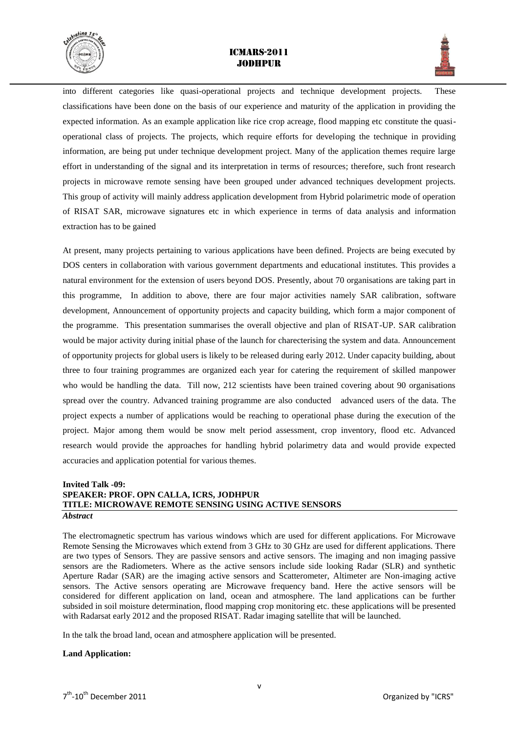into different categories like quasi-operational projects and technique development projects. These classifications have been done on the basis of our experience and maturity of the application in providing the expected information. As an example application like rice crop acreage, flood mapping etc constitute the quasi-operational class of projects. The projects, which require efforts for developing the technique in providing information, are being put under technique development project. Many of the application themes require large effort in understanding of the signal and its interpretation in terms of resources; therefore, such front research projects in microwave remote sensing have been grouped under advanced techniques development projects. This group of activity will mainly address application development from Hybrid polarimetric mode of operation of RISAT SAR, microwave signatures etc in which experience in terms of data analysis and information extraction has to be gained

At present, many projects pertaining to various applications have been defined. Projects are being executed by DOS centers in collaboration with various government departments and educational institutes. This provides a natural environment for the extension of users beyond DOS. Presently, about 70 organisations are taking part in this programme, In addition to above, there are four major activities namely SAR calibration, software development, Announcement of opportunity projects and capacity building, which form a major component of the programme. This presentation summarises the overall objective and plan of RISAT-UP. SAR calibration would be major activity during initial phase of the launch for charecterising the system and data. Announcement of opportunity projects for global users is likely to be released during early 2012. Under capacity building, about three to four training programmes are organized each year for catering the requirement of skilled manpower who would be handling the data. Till now, 212 scientists have been trained covering about 90 organisations spread over the country. Advanced training programme are also conducted advanced users of the data. The project expects a number of applications would be reaching to operational phase during the execution of the project. Major among them would be snow melt period assessment, crop inventory, flood etc. Advanced research would provide the approaches for handling hybrid polarimetry data and would provide expected accuracies and application potential for various themes.

**Invited Talk -09:**
**SPEAKER: PROF. OPN CALLA, ICRS, JODHPUR**
**TITLE: MICROWAVE REMOTE SENSING USING ACTIVE SENSORS**

***Abstract***

The electromagnetic spectrum has various windows which are used for different applications. For Microwave Remote Sensing the Microwaves which extend from 3 GHz to 30 GHz are used for different applications. There are two types of Sensors. They are passive sensors and active sensors. The imaging and non imaging passive sensors are the Radiometers. Where as the active sensors include side looking Radar (SLR) and synthetic Aperture Radar (SAR) are the imaging active sensors and Scatterometer, Altimeter are Non-imaging active sensors. The Active sensors operating are Microwave frequency band. Here the active sensors will be considered for different application on land, ocean and atmosphere. The land applications can be further subsided in soil moisture determination, flood mapping crop monitoring etc. these applications will be presented with Radarsat early 2012 and the proposed RISAT. Radar imaging satellite that will be launched.

In the talk the broad land, ocean and atmosphere application will be presented.

**Land Application:**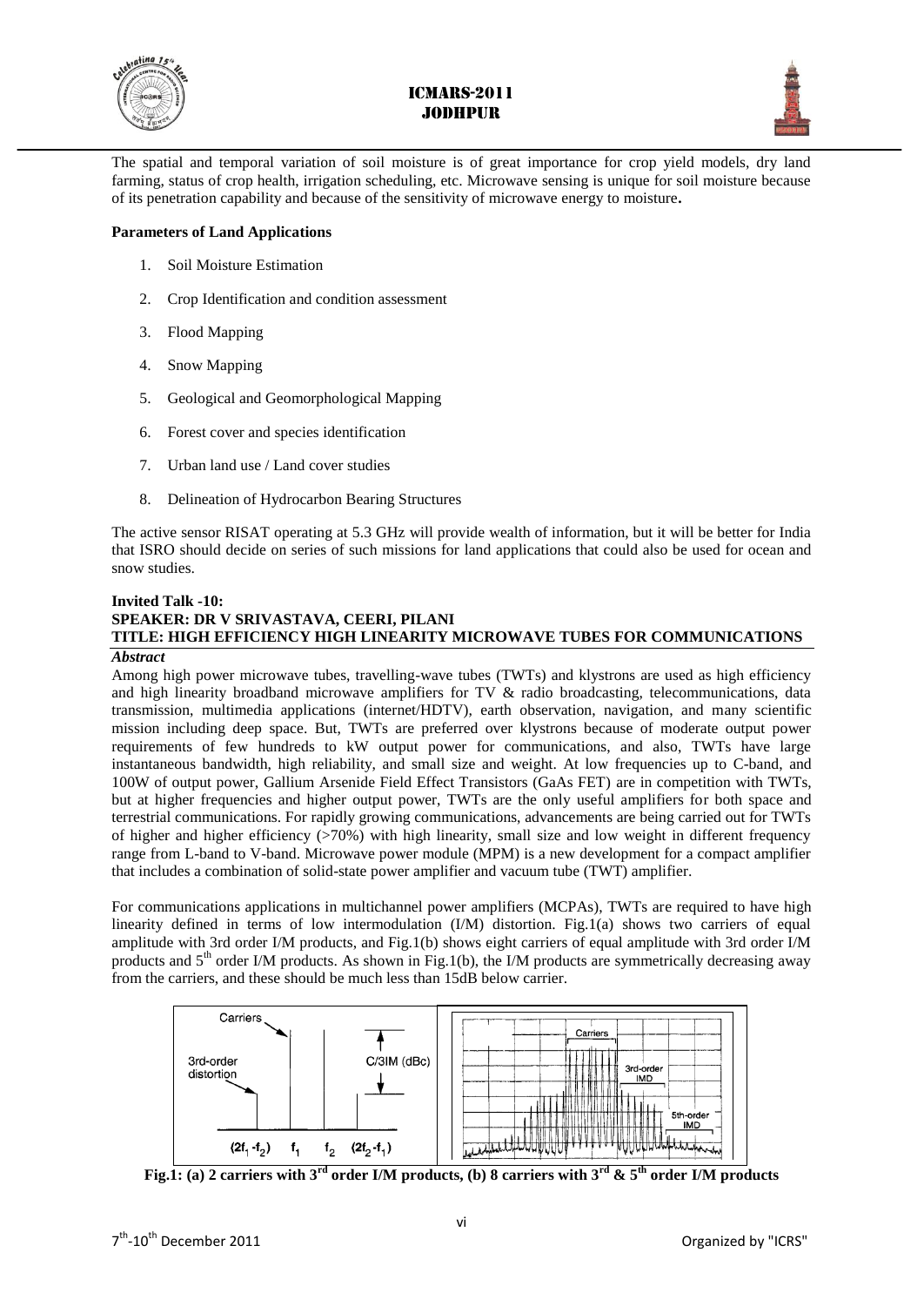The spatial and temporal variation of soil moisture is of great importance for crop yield models, dry land farming, status of crop health, irrigation scheduling, etc. Microwave sensing is unique for soil moisture because of its penetration capability and because of the sensitivity of microwave energy to moisture**.**

**Parameters of Land Applications**

1. Soil Moisture Estimation
2. Crop Identification and condition assessment
3. Flood Mapping
4. Snow Mapping
5. Geological and Geomorphological Mapping
6. Forest cover and species identification
7. Urban land use / Land cover studies
8. Delineation of Hydrocarbon Bearing Structures

The active sensor RISAT operating at 5.3 GHz will provide wealth of information, but it will be better for India that ISRO should decide on series of such missions for land applications that could also be used for ocean and snow studies.

**Invited Talk -10:**
**SPEAKER: DR V SRIVASTAVA, CEERI, PILANI**
**TITLE: HIGH EFFICIENCY HIGH LINEARITY MICROWAVE TUBES FOR COMMUNICATIONS**

***Abstract***

Among high power microwave tubes, travelling-wave tubes (TWTs) and klystrons are used as high efficiency and high linearity broadband microwave amplifiers for TV & radio broadcasting, telecommunications, data transmission, multimedia applications (internet/HDTV), earth observation, navigation, and many scientific mission including deep space. But, TWTs are preferred over klystrons because of moderate output power requirements of few hundreds to kW output power for communications, and also, TWTs have large instantaneous bandwidth, high reliability, and small size and weight. At low frequencies up to C-band, and 100W of output power, Gallium Arsenide Field Effect Transistors (GaAs FET) are in competition with TWTs, but at higher frequencies and higher output power, TWTs are the only useful amplifiers for both space and terrestrial communications. For rapidly growing communications, advancements are being carried out for TWTs of higher and higher efficiency (>70%) with high linearity, small size and low weight in different frequency range from L-band to V-band. Microwave power module (MPM) is a new development for a compact amplifier that includes a combination of solid-state power amplifier and vacuum tube (TWT) amplifier.

For communications applications in multichannel power amplifiers (MCPAs), TWTs are required to have high linearity defined in terms of low intermodulation (I/M) distortion. Fig.1(a) shows two carriers of equal amplitude with 3rd order I/M products, and Fig.1(b) shows eight carriers of equal amplitude with 3rd order I/M products and 5[th] order I/M products. As shown in Fig.1(b), the I/M products are symmetrically decreasing away from the carriers, and these should be much less than 15dB below carrier.

**Fig.1: (a) 2 carriers with 3[rd] order I/M products, (b) 8 carriers with 3[rd] & 5[th] order I/M products**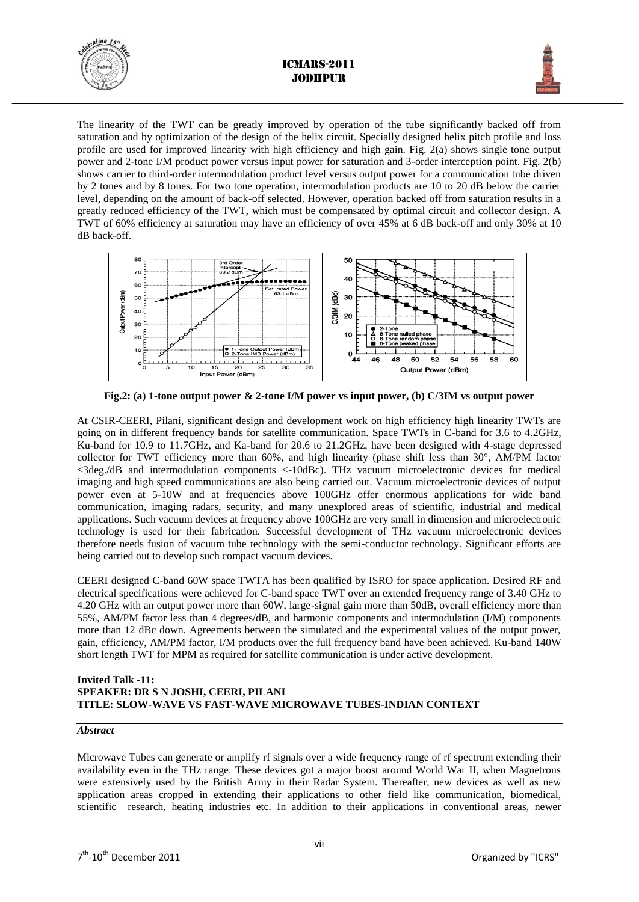The linearity of the TWT can be greatly improved by operation of the tube significantly backed off from saturation and by optimization of the design of the helix circuit. Specially designed helix pitch profile and loss profile are used for improved linearity with high efficiency and high gain. Fig. 2(a) shows single tone output power and 2-tone I/M product power versus input power for saturation and 3-order interception point. Fig. 2(b) shows carrier to third-order intermodulation product level versus output power for a communication tube driven by 2 tones and by 8 tones. For two tone operation, intermodulation products are 10 to 20 dB below the carrier level, depending on the amount of back-off selected. However, operation backed off from saturation results in a greatly reduced efficiency of the TWT, which must be compensated by optimal circuit and collector design. A TWT of 60% efficiency at saturation may have an efficiency of over 45% at 6 dB back-off and only 30% at 10 dB back-off.

**Fig.2: (a) 1-tone output power & 2-tone I/M power vs input power, (b) C/3IM vs output power**

At CSIR-CEERI, Pilani, significant design and development work on high efficiency high linearity TWTs are going on in different frequency bands for satellite communication. Space TWTs in C-band for 3.6 to 4.2GHz, Ku-band for 10.9 to 11.7GHz, and Ka-band for 20.6 to 21.2GHz, have been designed with 4-stage depressed collector for TWT efficiency more than 60%, and high linearity (phase shift less than 30°, AM/PM factor <3deg./dB and intermodulation components <-10dBc). THz vacuum microelectronic devices for medical imaging and high speed communications are also being carried out. Vacuum microelectronic devices of output power even at 5-10W and at frequencies above 100GHz offer enormous applications for wide band communication, imaging radars, security, and many unexplored areas of scientific, industrial and medical applications. Such vacuum devices at frequency above 100GHz are very small in dimension and microelectronic technology is used for their fabrication. Successful development of THz vacuum microelectronic devices therefore needs fusion of vacuum tube technology with the semi-conductor technology. Significant efforts are being carried out to develop such compact vacuum devices.

CEERI designed C-band 60W space TWTA has been qualified by ISRO for space application. Desired RF and electrical specifications were achieved for C-band space TWT over an extended frequency range of 3.40 GHz to 4.20 GHz with an output power more than 60W, large-signal gain more than 50dB, overall efficiency more than 55%, AM/PM factor less than 4 degrees/dB, and harmonic components and intermodulation (I/M) components more than 12 dBc down. Agreements between the simulated and the experimental values of the output power, gain, efficiency, AM/PM factor, I/M products over the full frequency band have been achieved. Ku-band 140W short length TWT for MPM as required for satellite communication is under active development.

**Invited Talk -11:**
**SPEAKER: DR S N JOSHI, CEERI, PILANI**
**TITLE: SLOW-WAVE VS FAST-WAVE MICROWAVE TUBES-INDIAN CONTEXT**

***Abstract***

Microwave Tubes can generate or amplify rf signals over a wide frequency range of rf spectrum extending their availability even in the THz range. These devices got a major boost around World War II, when Magnetrons were extensively used by the British Army in their Radar System. Thereafter, new devices as well as new application areas cropped in extending their applications to other field like communication, biomedical, scientific research, heating industries etc. In addition to their applications in conventional areas, newer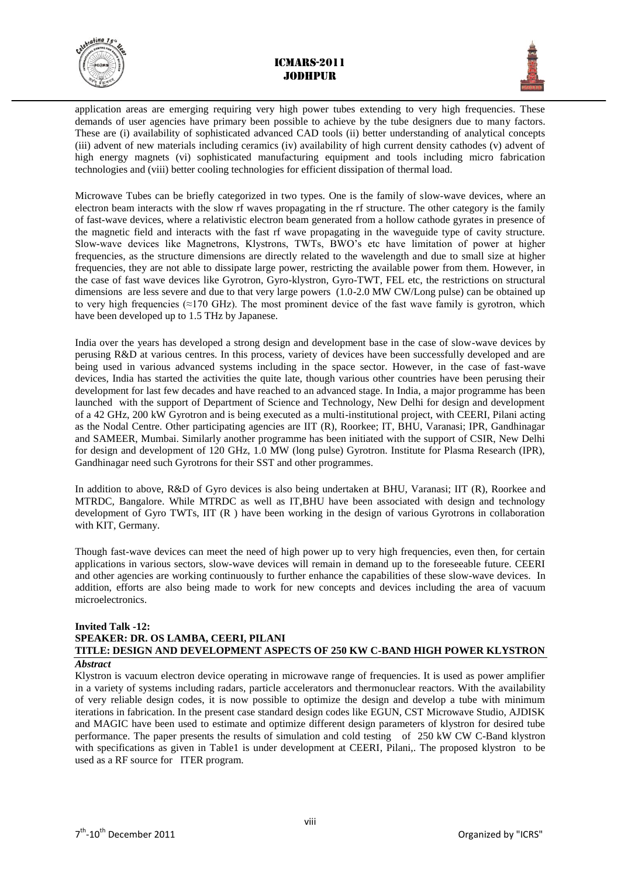application areas are emerging requiring very high power tubes extending to very high frequencies. These demands of user agencies have primary been possible to achieve by the tube designers due to many factors. These are (i) availability of sophisticated advanced CAD tools (ii) better understanding of analytical concepts (iii) advent of new materials including ceramics (iv) availability of high current density cathodes (v) advent of high energy magnets (vi) sophisticated manufacturing equipment and tools including micro fabrication technologies and (viii) better cooling technologies for efficient dissipation of thermal load.

Microwave Tubes can be briefly categorized in two types. One is the family of slow-wave devices, where an electron beam interacts with the slow rf waves propagating in the rf structure. The other category is the family of fast-wave devices, where a relativistic electron beam generated from a hollow cathode gyrates in presence of the magnetic field and interacts with the fast rf wave propagating in the waveguide type of cavity structure. Slow-wave devices like Magnetrons, Klystrons, TWTs, BWO's etc have limitation of power at higher frequencies, as the structure dimensions are directly related to the wavelength and due to small size at higher frequencies, they are not able to dissipate large power, restricting the available power from them. However, in the case of fast wave devices like Gyrotron, Gyro-klystron, Gyro-TWT, FEL etc, the restrictions on structural dimensions are less severe and due to that very large powers (1.0-2.0 MW CW/Long pulse) can be obtained up to very high frequencies (≈170 GHz). The most prominent device of the fast wave family is gyrotron, which have been developed up to 1.5 THz by Japanese.

India over the years has developed a strong design and development base in the case of slow-wave devices by perusing R&D at various centres. In this process, variety of devices have been successfully developed and are being used in various advanced systems including in the space sector. However, in the case of fast-wave devices, India has started the activities the quite late, though various other countries have been perusing their development for last few decades and have reached to an advanced stage. In India, a major programme has been launched with the support of Department of Science and Technology, New Delhi for design and development of a 42 GHz, 200 kW Gyrotron and is being executed as a multi-institutional project, with CEERI, Pilani acting as the Nodal Centre. Other participating agencies are IIT (R), Roorkee; IT, BHU, Varanasi; IPR, Gandhinagar and SAMEER, Mumbai. Similarly another programme has been initiated with the support of CSIR, New Delhi for design and development of 120 GHz, 1.0 MW (long pulse) Gyrotron. Institute for Plasma Research (IPR), Gandhinagar need such Gyrotrons for their SST and other programmes.

In addition to above, R&D of Gyro devices is also being undertaken at BHU, Varanasi; IIT (R), Roorkee and MTRDC, Bangalore. While MTRDC as well as IT,BHU have been associated with design and technology development of Gyro TWTs, IIT (R ) have been working in the design of various Gyrotrons in collaboration with KIT, Germany.

Though fast-wave devices can meet the need of high power up to very high frequencies, even then, for certain applications in various sectors, slow-wave devices will remain in demand up to the foreseeable future. CEERI and other agencies are working continuously to further enhance the capabilities of these slow-wave devices. In addition, efforts are also being made to work for new concepts and devices including the area of vacuum microelectronics.

**Invited Talk -12:**
**SPEAKER: DR. OS LAMBA, CEERI, PILANI**
**TITLE: DESIGN AND DEVELOPMENT ASPECTS OF 250 KW C-BAND HIGH POWER KLYSTRON**

***Abstract***

Klystron is vacuum electron device operating in microwave range of frequencies. It is used as power amplifier in a variety of systems including radars, particle accelerators and thermonuclear reactors. With the availability of very reliable design codes, it is now possible to optimize the design and develop a tube with minimum iterations in fabrication. In the present case standard design codes like EGUN, CST Microwave Studio, AJDISK and MAGIC have been used to estimate and optimize different design parameters of klystron for desired tube performance. The paper presents the results of simulation and cold testing of 250 kW CW C-Band klystron with specifications as given in Table1 is under development at CEERI, Pilani,. The proposed klystron to be used as a RF source for ITER program.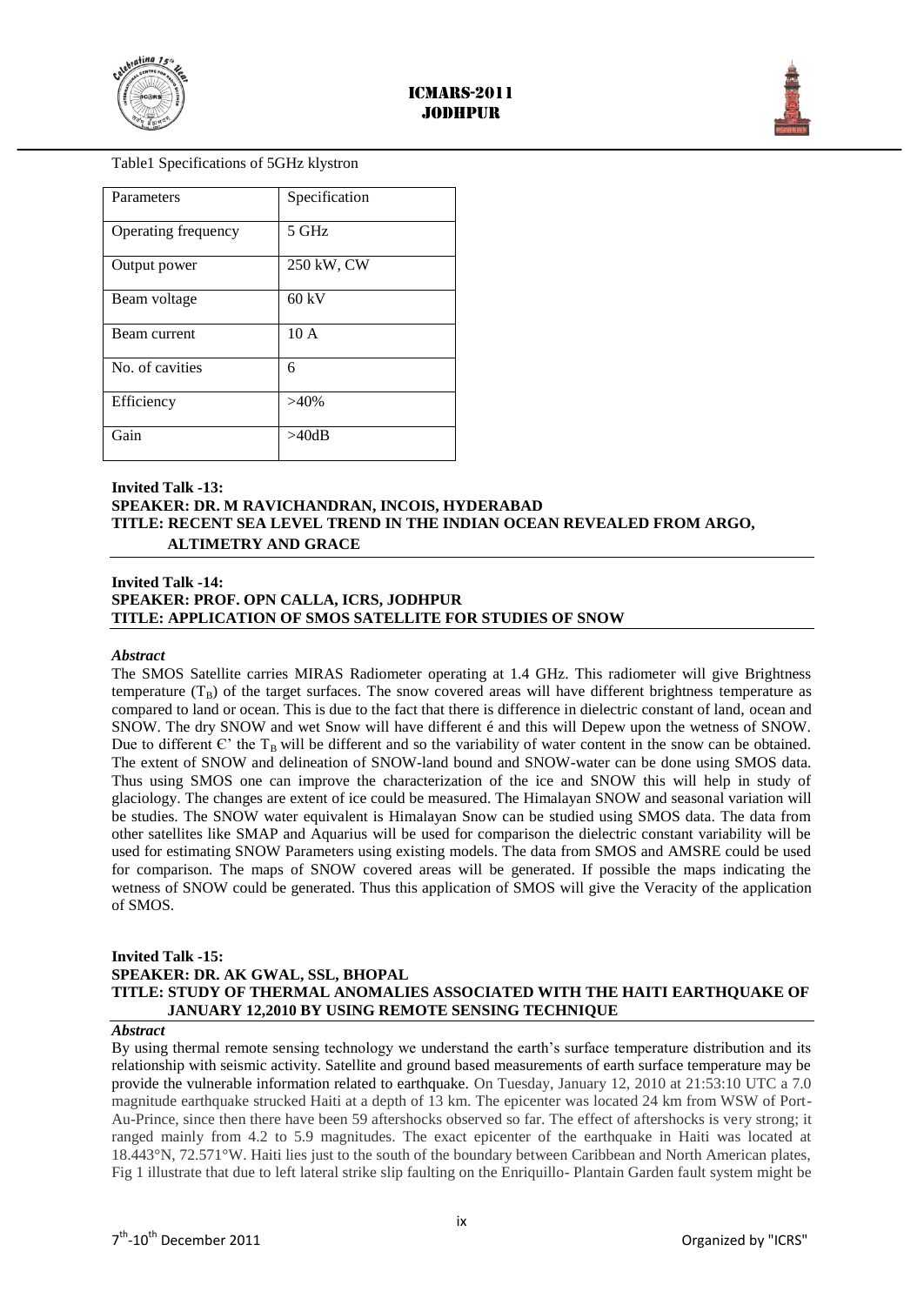Table1 Specifications of 5GHz klystron

| Parameters | Specification |
| --- | --- |
| Operating frequency | 5 GHz |
| Output power | 250 kW, CW |
| Beam voltage | 60 kV |
| Beam current | 10 A |
| No. of cavities | 6 |
| Efficiency | >40% |
| Gain | >40dB |

**Invited Talk -13:**
**SPEAKER: DR. M RAVICHANDRAN, INCOIS, HYDERABAD**
**TITLE: RECENT SEA LEVEL TREND IN THE INDIAN OCEAN REVEALED FROM ARGO, ALTIMETRY AND GRACE**

**Invited Talk -14:**
**SPEAKER: PROF. OPN CALLA, ICRS, JODHPUR**
**TITLE: APPLICATION OF SMOS SATELLITE FOR STUDIES OF SNOW**

***Abstract***

The SMOS Satellite carries MIRAS Radiometer operating at 1.4 GHz. This radiometer will give Brightness temperature ($T_B$) of the target surfaces. The snow covered areas will have different brightness temperature as compared to land or ocean. This is due to the fact that there is difference in dielectric constant of land, ocean and SNOW. The dry SNOW and wet Snow will have different é and this will Depew upon the wetness of SNOW. Due to different Є' the $T_B$ will be different and so the variability of water content in the snow can be obtained. The extent of SNOW and delineation of SNOW-land bound and SNOW-water can be done using SMOS data. Thus using SMOS one can improve the characterization of the ice and SNOW this will help in study of glaciology. The changes are extent of ice could be measured. The Himalayan SNOW and seasonal variation will be studies. The SNOW water equivalent is Himalayan Snow can be studied using SMOS data. The data from other satellites like SMAP and Aquarius will be used for comparison the dielectric constant variability will be used for estimating SNOW Parameters using existing models. The data from SMOS and AMSRE could be used for comparison. The maps of SNOW covered areas will be generated. If possible the maps indicating the wetness of SNOW could be generated. Thus this application of SMOS will give the Veracity of the application of SMOS.

**Invited Talk -15:**
**SPEAKER: DR. AK GWAL, SSL, BHOPAL**
**TITLE: STUDY OF THERMAL ANOMALIES ASSOCIATED WITH THE HAITI EARTHQUAKE OF JANUARY 12,2010 BY USING REMOTE SENSING TECHNIQUE**

***Abstract***

By using thermal remote sensing technology we understand the earth's surface temperature distribution and its relationship with seismic activity. Satellite and ground based measurements of earth surface temperature may be provide the vulnerable information related to earthquake. On Tuesday, January 12, 2010 at 21:53:10 UTC a 7.0 magnitude earthquake strucked Haiti at a depth of 13 km. The epicenter was located 24 km from WSW of Port-Au-Prince, since then there have been 59 aftershocks observed so far. The effect of aftershocks is very strong; it ranged mainly from 4.2 to 5.9 magnitudes. The exact epicenter of the earthquake in Haiti was located at 18.443°N, 72.571°W. Haiti lies just to the south of the boundary between Caribbean and North American plates, Fig 1 illustrate that due to left lateral strike slip faulting on the Enriquillo- Plantain Garden fault system might be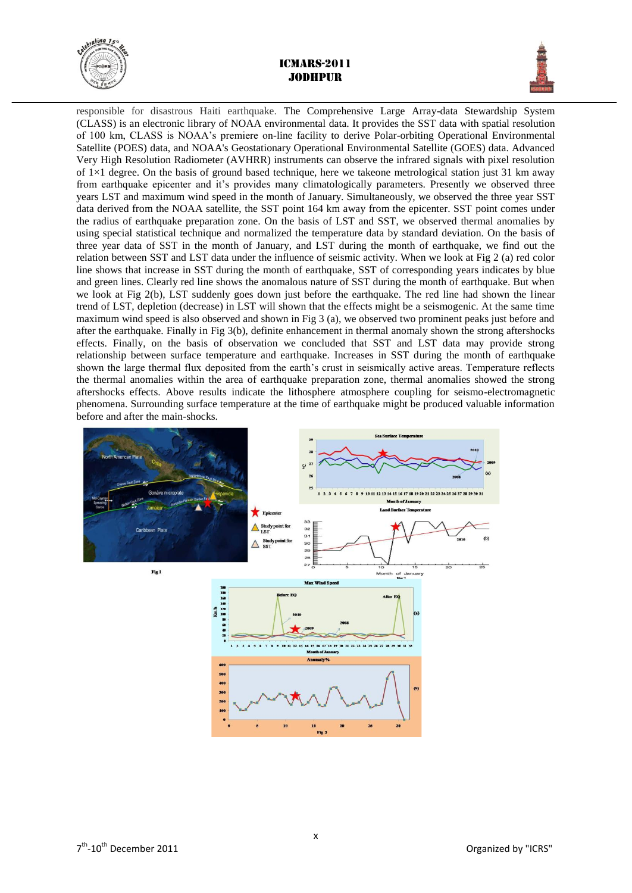responsible for disastrous Haiti earthquake. The Comprehensive Large Array-data Stewardship System (CLASS) is an electronic library of NOAA environmental data. It provides the SST data with spatial resolution of 100 km, CLASS is NOAA's premiere on-line facility to derive Polar-orbiting Operational Environmental Satellite (POES) data, and NOAA's Geostationary Operational Environmental Satellite (GOES) data. Advanced Very High Resolution Radiometer (AVHRR) instruments can observe the infrared signals with pixel resolution of 1×1 degree. On the basis of ground based technique, here we takeone metrological station just 31 km away from earthquake epicenter and it's provides many climatologically parameters. Presently we observed three years LST and maximum wind speed in the month of January. Simultaneously, we observed the three year SST data derived from the NOAA satellite, the SST point 164 km away from the epicenter. SST point comes under the radius of earthquake preparation zone. On the basis of LST and SST, we observed thermal anomalies by using special statistical technique and normalized the temperature data by standard deviation. On the basis of three year data of SST in the month of January, and LST during the month of earthquake, we find out the relation between SST and LST data under the influence of seismic activity. When we look at Fig 2 (a) red color line shows that increase in SST during the month of earthquake, SST of corresponding years indicates by blue and green lines. Clearly red line shows the anomalous nature of SST during the month of earthquake. But when we look at Fig 2(b), LST suddenly goes down just before the earthquake. The red line had shown the linear trend of LST, depletion (decrease) in LST will shown that the effects might be a seismogenic. At the same time maximum wind speed is also observed and shown in Fig 3 (a), we observed two prominent peaks just before and after the earthquake. Finally in Fig 3(b), definite enhancement in thermal anomaly shown the strong aftershocks effects. Finally, on the basis of observation we concluded that SST and LST data may provide strong relationship between surface temperature and earthquake. Increases in SST during the month of earthquake shown the large thermal flux deposited from the earth's crust in seismically active areas. Temperature reflects the thermal anomalies within the area of earthquake preparation zone, thermal anomalies showed the strong aftershocks effects. Above results indicate the lithosphere atmosphere coupling for seismo-electromagnetic phenomena. Surrounding surface temperature at the time of earthquake might be produced valuable information before and after the main-shocks.

Fig 1

Fig 2

Fig 3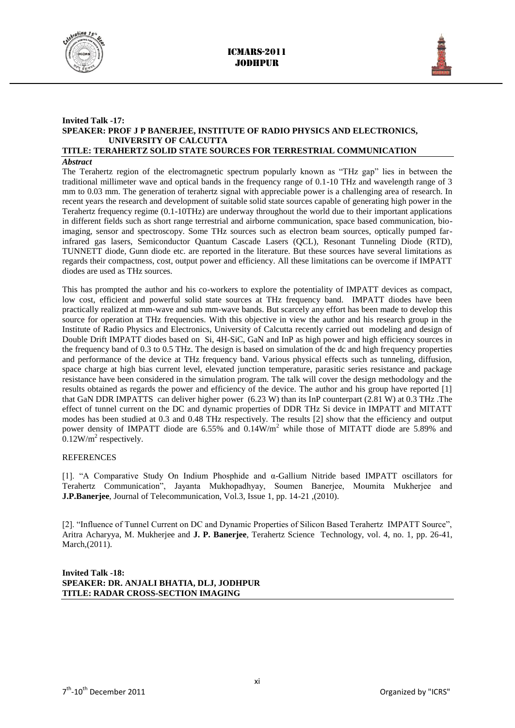**Invited Talk -17:**
**SPEAKER: PROF J P BANERJEE, INSTITUTE OF RADIO PHYSICS AND ELECTRONICS, UNIVERSITY OF CALCUTTA**
**TITLE: TERAHERTZ SOLID STATE SOURCES FOR TERRESTRIAL COMMUNICATION**

***Abstract***

The Terahertz region of the electromagnetic spectrum popularly known as "THz gap" lies in between the traditional millimeter wave and optical bands in the frequency range of 0.1-10 THz and wavelength range of 3 mm to 0.03 mm. The generation of terahertz signal with appreciable power is a challenging area of research. In recent years the research and development of suitable solid state sources capable of generating high power in the Terahertz frequency regime (0.1-10THz) are underway throughout the world due to their important applications in different fields such as short range terrestrial and airborne communication, space based communication, bio-imaging, sensor and spectroscopy. Some THz sources such as electron beam sources, optically pumped far-infrared gas lasers, Semiconductor Quantum Cascade Lasers (QCL), Resonant Tunneling Diode (RTD), TUNNETT diode, Gunn diode etc. are reported in the literature. But these sources have several limitations as regards their compactness, cost, output power and efficiency. All these limitations can be overcome if IMPATT diodes are used as THz sources.

This has prompted the author and his co-workers to explore the potentiality of IMPATT devices as compact, low cost, efficient and powerful solid state sources at THz frequency band. IMPATT diodes have been practically realized at mm-wave and sub mm-wave bands. But scarcely any effort has been made to develop this source for operation at THz frequencies. With this objective in view the author and his research group in the Institute of Radio Physics and Electronics, University of Calcutta recently carried out modeling and design of Double Drift IMPATT diodes based on Si, 4H-SiC, GaN and InP as high power and high efficiency sources in the frequency band of 0.3 to 0.5 THz. The design is based on simulation of the dc and high frequency properties and performance of the device at THz frequency band. Various physical effects such as tunneling, diffusion, space charge at high bias current level, elevated junction temperature, parasitic series resistance and package resistance have been considered in the simulation program. The talk will cover the design methodology and the results obtained as regards the power and efficiency of the device. The author and his group have reported [1] that GaN DDR IMPATTS can deliver higher power (6.23 W) than its InP counterpart (2.81 W) at 0.3 THz .The effect of tunnel current on the DC and dynamic properties of DDR THz Si device in IMPATT and MITATT modes has been studied at 0.3 and 0.48 THz respectively. The results [2] show that the efficiency and output power density of IMPATT diode are 6.55% and $0.14 W/m^2$ while those of MITATT diode are 5.89% and $0.12 W/m^2$ respectively.

REFERENCES

[1]. "A Comparative Study On Indium Phosphide and α-Gallium Nitride based IMPATT oscillators for Terahertz Communication", Jayanta Mukhopadhyay, Soumen Banerjee, Moumita Mukherjee and **J.P.Banerjee**, Journal of Telecommunication, Vol.3, Issue 1, pp. 14-21 ,(2010).

[2]. "Influence of Tunnel Current on DC and Dynamic Properties of Silicon Based Terahertz IMPATT Source", Aritra Acharyya, M. Mukherjee and **J. P. Banerjee**, Terahertz Science Technology, vol. 4, no. 1, pp. 26-41, March,(2011).

**Invited Talk -18:**
**SPEAKER: DR. ANJALI BHATIA, DLJ, JODHPUR**
**TITLE: RADAR CROSS-SECTION IMAGING**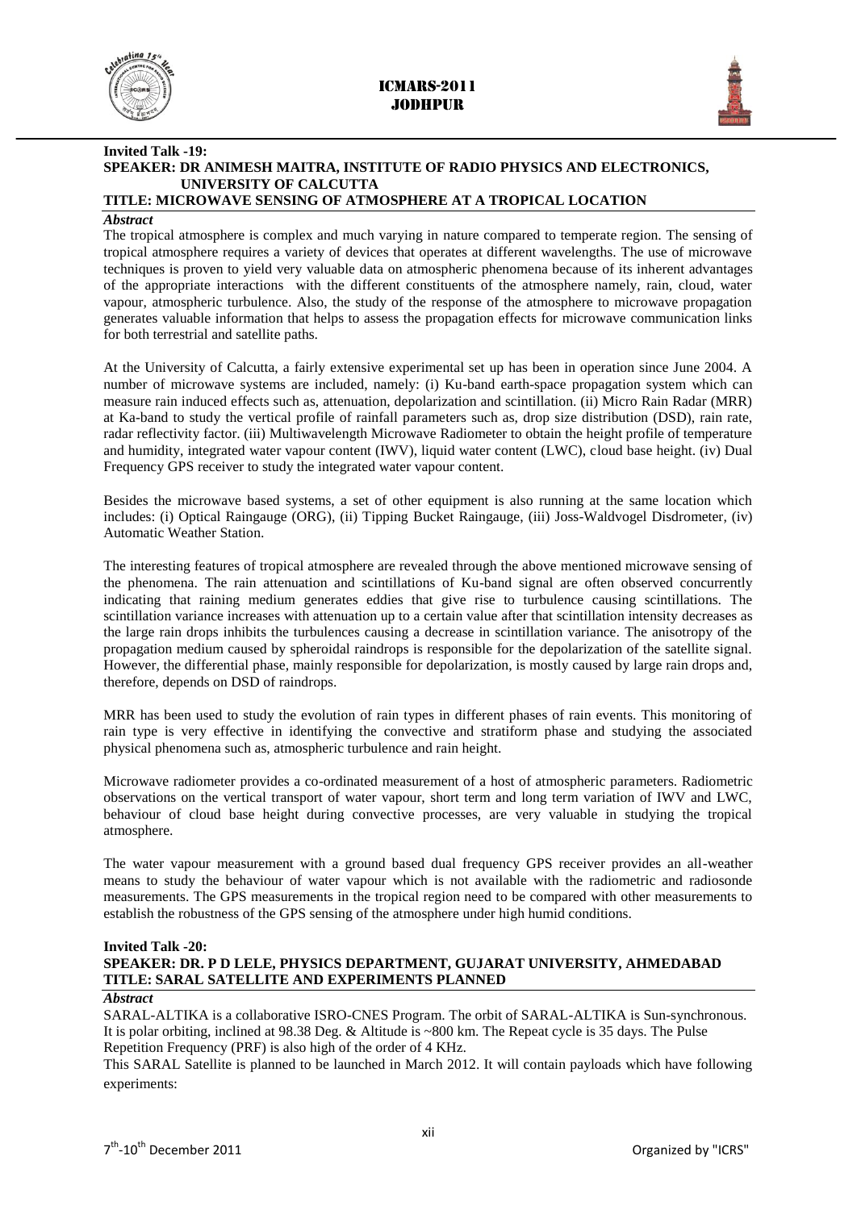**Invited Talk -19:**

**SPEAKER: DR ANIMESH MAITRA, INSTITUTE OF RADIO PHYSICS AND ELECTRONICS, UNIVERSITY OF CALCUTTA**

**TITLE: MICROWAVE SENSING OF ATMOSPHERE AT A TROPICAL LOCATION**

***Abstract***

The tropical atmosphere is complex and much varying in nature compared to temperate region. The sensing of tropical atmosphere requires a variety of devices that operates at different wavelengths. The use of microwave techniques is proven to yield very valuable data on atmospheric phenomena because of its inherent advantages of the appropriate interactions with the different constituents of the atmosphere namely, rain, cloud, water vapour, atmospheric turbulence. Also, the study of the response of the atmosphere to microwave propagation generates valuable information that helps to assess the propagation effects for microwave communication links for both terrestrial and satellite paths.

At the University of Calcutta, a fairly extensive experimental set up has been in operation since June 2004. A number of microwave systems are included, namely: (i) Ku-band earth-space propagation system which can measure rain induced effects such as, attenuation, depolarization and scintillation. (ii) Micro Rain Radar (MRR) at Ka-band to study the vertical profile of rainfall parameters such as, drop size distribution (DSD), rain rate, radar reflectivity factor. (iii) Multiwavelength Microwave Radiometer to obtain the height profile of temperature and humidity, integrated water vapour content (IWV), liquid water content (LWC), cloud base height. (iv) Dual Frequency GPS receiver to study the integrated water vapour content.

Besides the microwave based systems, a set of other equipment is also running at the same location which includes: (i) Optical Raingauge (ORG), (ii) Tipping Bucket Raingauge, (iii) Joss-Waldvogel Disdrometer, (iv) Automatic Weather Station.

The interesting features of tropical atmosphere are revealed through the above mentioned microwave sensing of the phenomena. The rain attenuation and scintillations of Ku-band signal are often observed concurrently indicating that raining medium generates eddies that give rise to turbulence causing scintillations. The scintillation variance increases with attenuation up to a certain value after that scintillation intensity decreases as the large rain drops inhibits the turbulences causing a decrease in scintillation variance. The anisotropy of the propagation medium caused by spheroidal raindrops is responsible for the depolarization of the satellite signal. However, the differential phase, mainly responsible for depolarization, is mostly caused by large rain drops and, therefore, depends on DSD of raindrops.

MRR has been used to study the evolution of rain types in different phases of rain events. This monitoring of rain type is very effective in identifying the convective and stratiform phase and studying the associated physical phenomena such as, atmospheric turbulence and rain height.

Microwave radiometer provides a co-ordinated measurement of a host of atmospheric parameters. Radiometric observations on the vertical transport of water vapour, short term and long term variation of IWV and LWC, behaviour of cloud base height during convective processes, are very valuable in studying the tropical atmosphere.

The water vapour measurement with a ground based dual frequency GPS receiver provides an all-weather means to study the behaviour of water vapour which is not available with the radiometric and radiosonde measurements. The GPS measurements in the tropical region need to be compared with other measurements to establish the robustness of the GPS sensing of the atmosphere under high humid conditions.

**Invited Talk -20:**

**SPEAKER: DR. P D LELE, PHYSICS DEPARTMENT, GUJARAT UNIVERSITY, AHMEDABAD**

**TITLE: SARAL SATELLITE AND EXPERIMENTS PLANNED**

***Abstract***

SARAL-ALTIKA is a collaborative ISRO-CNES Program. The orbit of SARAL-ALTIKA is Sun-synchronous. It is polar orbiting, inclined at 98.38 Deg. & Altitude is ~800 km. The Repeat cycle is 35 days. The Pulse Repetition Frequency (PRF) is also high of the order of 4 KHz.

This SARAL Satellite is planned to be launched in March 2012. It will contain payloads which have following experiments: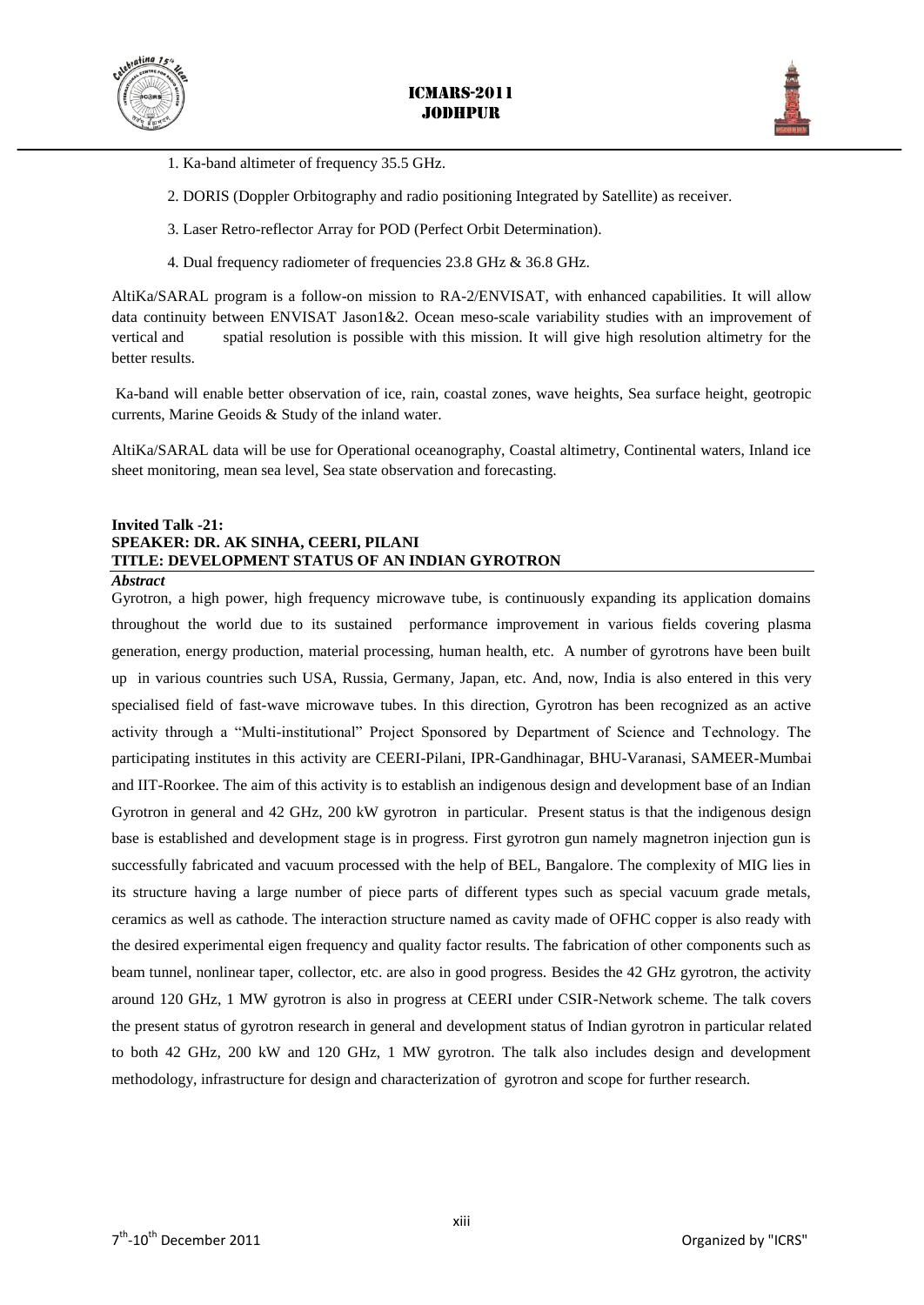1. Ka-band altimeter of frequency 35.5 GHz.
2. DORIS (Doppler Orbitography and radio positioning Integrated by Satellite) as receiver.
3. Laser Retro-reflector Array for POD (Perfect Orbit Determination).
4. Dual frequency radiometer of frequencies 23.8 GHz & 36.8 GHz.

AltiKa/SARAL program is a follow-on mission to RA-2/ENVISAT, with enhanced capabilities. It will allow data continuity between ENVISAT Jason1&2. Ocean meso-scale variability studies with an improvement of vertical and spatial resolution is possible with this mission. It will give high resolution altimetry for the better results.

Ka-band will enable better observation of ice, rain, coastal zones, wave heights, Sea surface height, geotropic currents, Marine Geoids & Study of the inland water.

AltiKa/SARAL data will be use for Operational oceanography, Coastal altimetry, Continental waters, Inland ice sheet monitoring, mean sea level, Sea state observation and forecasting.

**Invited Talk -21:**
**SPEAKER: DR. AK SINHA, CEERI, PILANI**
**TITLE: DEVELOPMENT STATUS OF AN INDIAN GYROTRON**

***Abstract***

Gyrotron, a high power, high frequency microwave tube, is continuously expanding its application domains throughout the world due to its sustained performance improvement in various fields covering plasma generation, energy production, material processing, human health, etc. A number of gyrotrons have been built up in various countries such USA, Russia, Germany, Japan, etc. And, now, India is also entered in this very specialised field of fast-wave microwave tubes. In this direction, Gyrotron has been recognized as an active activity through a "Multi-institutional" Project Sponsored by Department of Science and Technology. The participating institutes in this activity are CEERI-Pilani, IPR-Gandhinagar, BHU-Varanasi, SAMEER-Mumbai and IIT-Roorkee. The aim of this activity is to establish an indigenous design and development base of an Indian Gyrotron in general and 42 GHz, 200 kW gyrotron in particular. Present status is that the indigenous design base is established and development stage is in progress. First gyrotron gun namely magnetron injection gun is successfully fabricated and vacuum processed with the help of BEL, Bangalore. The complexity of MIG lies in its structure having a large number of piece parts of different types such as special vacuum grade metals, ceramics as well as cathode. The interaction structure named as cavity made of OFHC copper is also ready with the desired experimental eigen frequency and quality factor results. The fabrication of other components such as beam tunnel, nonlinear taper, collector, etc. are also in good progress. Besides the 42 GHz gyrotron, the activity around 120 GHz, 1 MW gyrotron is also in progress at CEERI under CSIR-Network scheme. The talk covers the present status of gyrotron research in general and development status of Indian gyrotron in particular related to both 42 GHz, 200 kW and 120 GHz, 1 MW gyrotron. The talk also includes design and development methodology, infrastructure for design and characterization of gyrotron and scope for further research.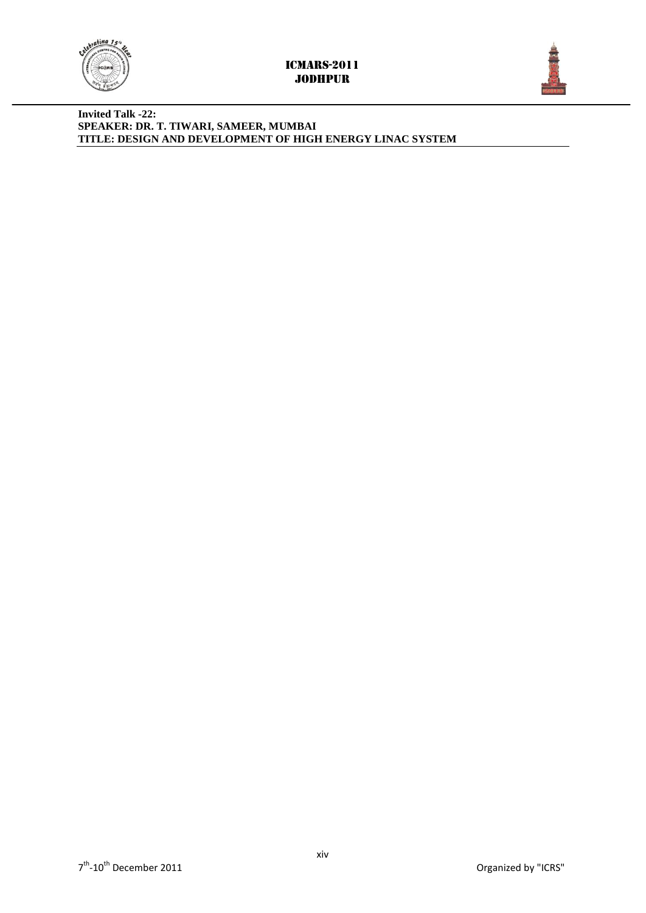**Invited Talk -22:**
**SPEAKER: DR. T. TIWARI, SAMEER, MUMBAI**
**TITLE: DESIGN AND DEVELOPMENT OF HIGH ENERGY LINAC SYSTEM**